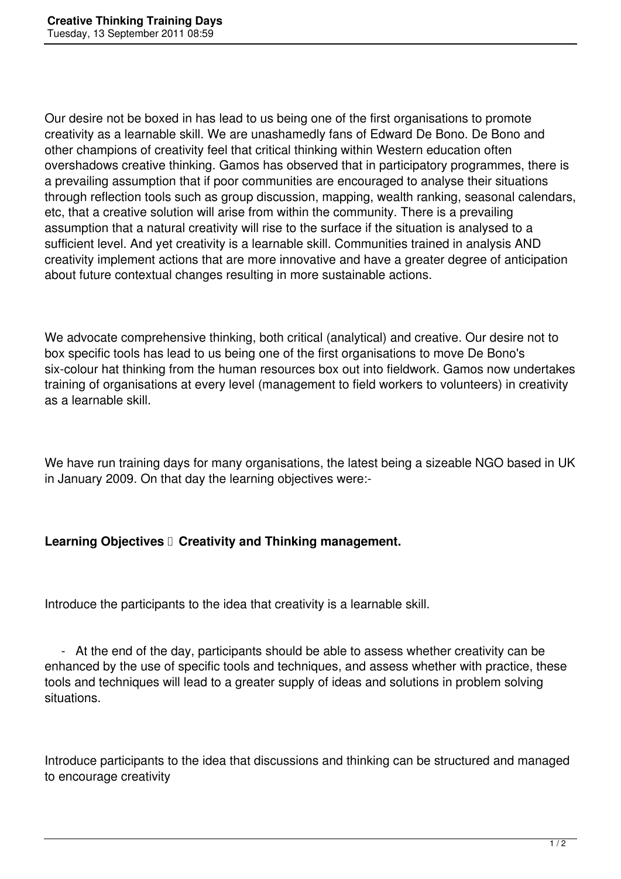# Creative Thinking Training Days

Tuesday, 13 September 2011 08:59

Our desire not be boxed in has lead to us being one of the first organisations to promote creativity as a learnable skill. We are unashamedly fans of Edward De Bono. De Bono and other champions of creativity feel that critical thinking within Western education often overshadows creative thinking. Gamos has observed that in participatory programmes, there is a prevailing assumption that if poor communities are encouraged to analyse their situations through reflection tools such as group discussion, mapping, wealth ranking, seasonal calendars, etc, that a creative solution will arise from within the community. There is a prevailing assumption that a natural creativity will rise to the surface if the situation is analysed to a sufficient level. And yet creativity is a learnable skill. Communities trained in analysis AND creativity implement actions that are more innovative and have a greater degree of anticipation about future contextual changes resulting in more sustainable actions.

We advocate comprehensive thinking, both critical (analytical) and creative. Our desire not to box specific tools has lead to us being one of the first organisations to move De Bono's six-colour hat thinking from the human resources box out into fieldwork. Gamos now undertakes training of organisations at every level (management to field workers to volunteers) in creativity as a learnable skill.

We have run training days for many organisations, the latest being a sizeable NGO based in UK in January 2009. On that day the learning objectives were:-

**Learning Objectives  Creativity and Thinking management.**

Introduce the participants to the idea that creativity is a learnable skill.

- At the end of the day, participants should be able to assess whether creativity can be enhanced by the use of specific tools and techniques, and assess whether with practice, these tools and techniques will lead to a greater supply of ideas and solutions in problem solving situations.

Introduce participants to the idea that discussions and thinking can be structured and managed to encourage creativity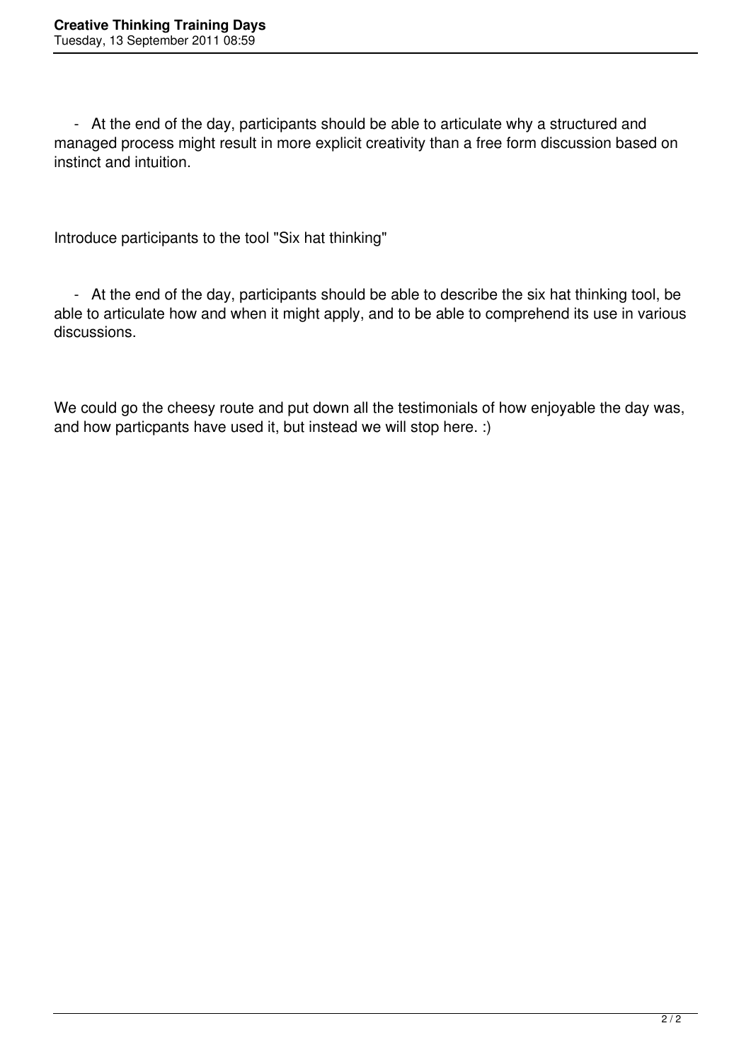- At the end of the day, participants should be able to articulate why a structured and managed process might result in more explicit creativity than a free form discussion based on instinct and intuition.

Introduce participants to the tool "Six hat thinking"

- At the end of the day, participants should be able to describe the six hat thinking tool, be able to articulate how and when it might apply, and to be able to comprehend its use in various discussions.

We could go the cheesy route and put down all the testimonials of how enjoyable the day was, and how particpants have used it, but instead we will stop here. :)